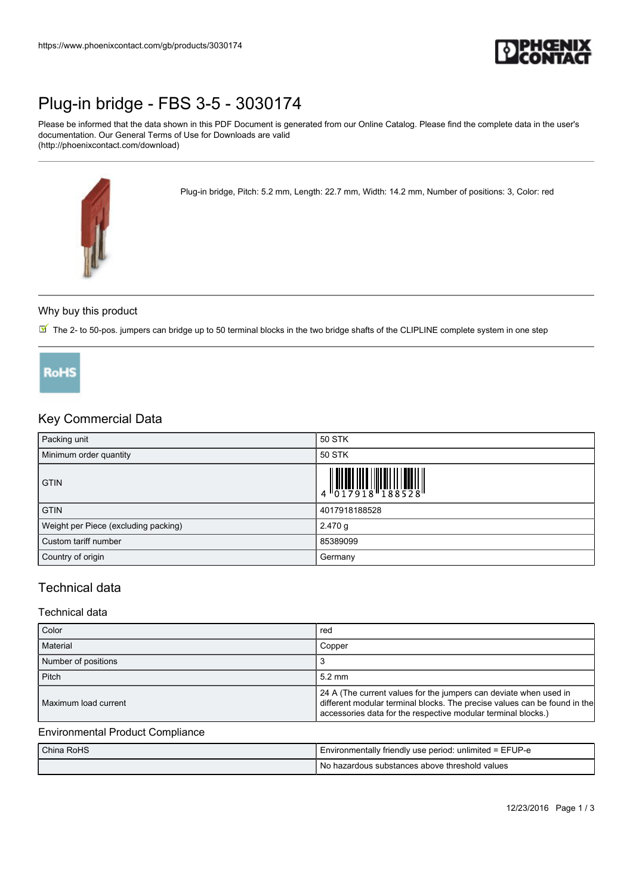# Plug-in bridge - FBS 3-5 - 3030174

Please be informed that the data shown in this PDF Document is generated from our Online Catalog. Please find the complete data in the user's documentation. Our General Terms of Use for Downloads are valid (http://phoenixcontact.com/download)

Plug-in bridge, Pitch: 5.2 mm, Length: 22.7 mm, Width: 14.2 mm, Number of positions: 3, Color: red

## Why buy this product

- The 2- to 50-pos. jumpers can bridge up to 50 terminal blocks in the two bridge shafts of the CLIPLINE complete system in one step

RoHS

## Key Commercial Data

| | |
|---|---|
| Packing unit | 50 STK |
| Minimum order quantity | 50 STK |
| GTIN | 4 017918 188528 |
| GTIN | 4017918188528 |
| Weight per Piece (excluding packing) | 2.470 g |
| Custom tariff number | 85389099 |
| Country of origin | Germany |

## Technical data

### Technical data

| | |
|---|---|
| Color | red |
| Material | Copper |
| Number of positions | 3 |
| Pitch | 5.2 mm |
| Maximum load current | 24 A (The current values for the jumpers can deviate when used in different modular terminal blocks. The precise values can be found in the accessories data for the respective modular terminal blocks.) |

### Environmental Product Compliance

| | |
|---|---|
| China RoHS | Environmentally friendly use period: unlimited = EFUP-e |
| | No hazardous substances above threshold values |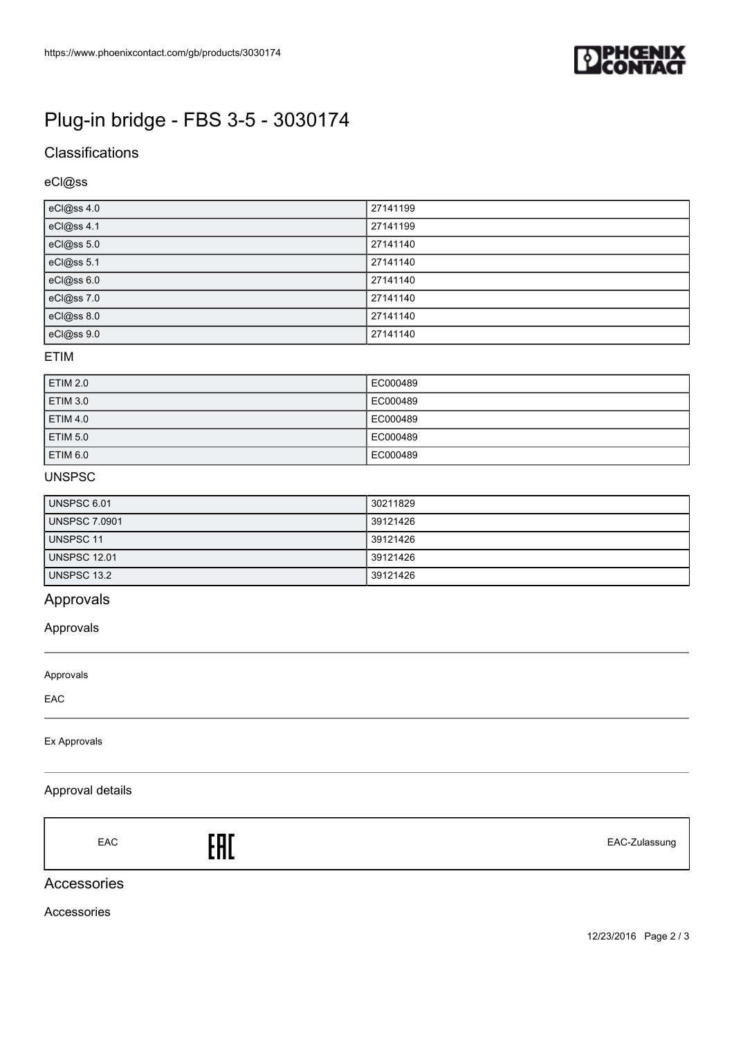# Plug-in bridge - FBS 3-5 - 3030174

## Classifications

### eCl@ss

| | |
|---|---|
| eCl@ss 4.0 | 27141199 |
| eCl@ss 4.1 | 27141199 |
| eCl@ss 5.0 | 27141140 |
| eCl@ss 5.1 | 27141140 |
| eCl@ss 6.0 | 27141140 |
| eCl@ss 7.0 | 27141140 |
| eCl@ss 8.0 | 27141140 |
| eCl@ss 9.0 | 27141140 |

### ETIM

| | |
|---|---|
| ETIM 2.0 | EC000489 |
| ETIM 3.0 | EC000489 |
| ETIM 4.0 | EC000489 |
| ETIM 5.0 | EC000489 |
| ETIM 6.0 | EC000489 |

### UNSPSC

| | |
|---|---|
| UNSPSC 6.01 | 30211829 |
| UNSPSC 7.0901 | 39121426 |
| UNSPSC 11 | 39121426 |
| UNSPSC 12.01 | 39121426 |
| UNSPSC 13.2 | 39121426 |

## Approvals

### Approvals

Approvals

EAC

Ex Approvals

### Approval details

| | | |
|---|---|---|
| EAC | EAC | EAC-Zulassung |

## Accessories

### Accessories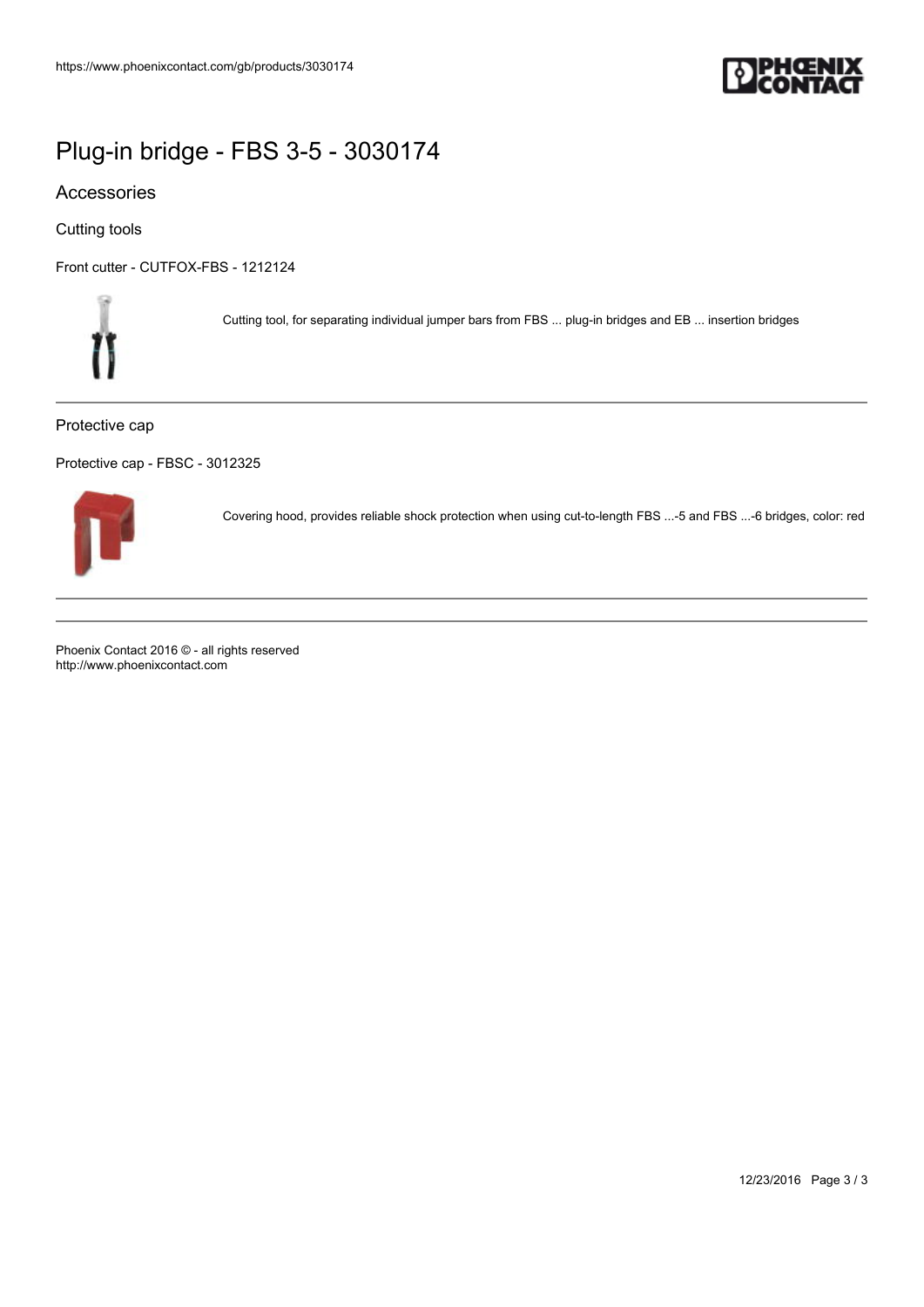# Plug-in bridge - FBS 3-5 - 3030174

## Accessories

### Cutting tools

Front cutter - CUTFOX-FBS - 1212124

Cutting tool, for separating individual jumper bars from FBS ... plug-in bridges and EB ... insertion bridges

---

### Protective cap

Protective cap - FBSC - 3012325

Covering hood, provides reliable shock protection when using cut-to-length FBS ...-5 and FBS ...-6 bridges, color: red

---

Phoenix Contact 2016 © - all rights reserved
http://www.phoenixcontact.com